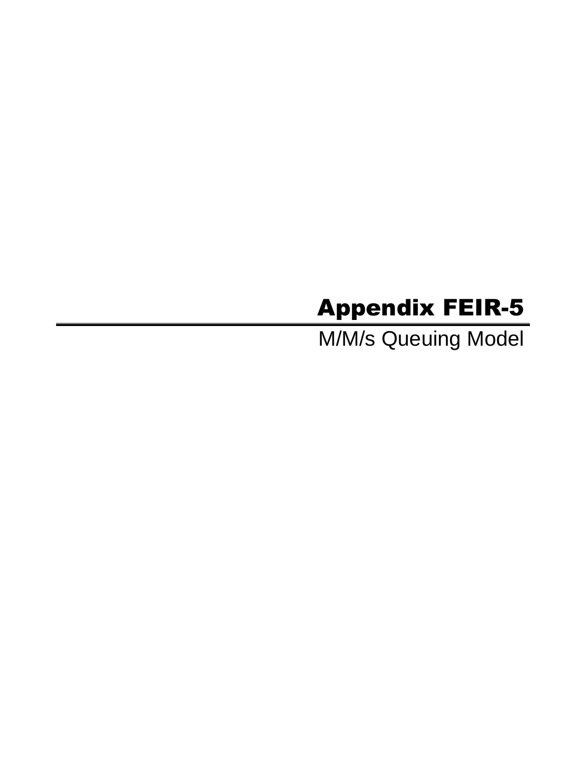# Appendix FEIR-5

M/M/s Queuing Model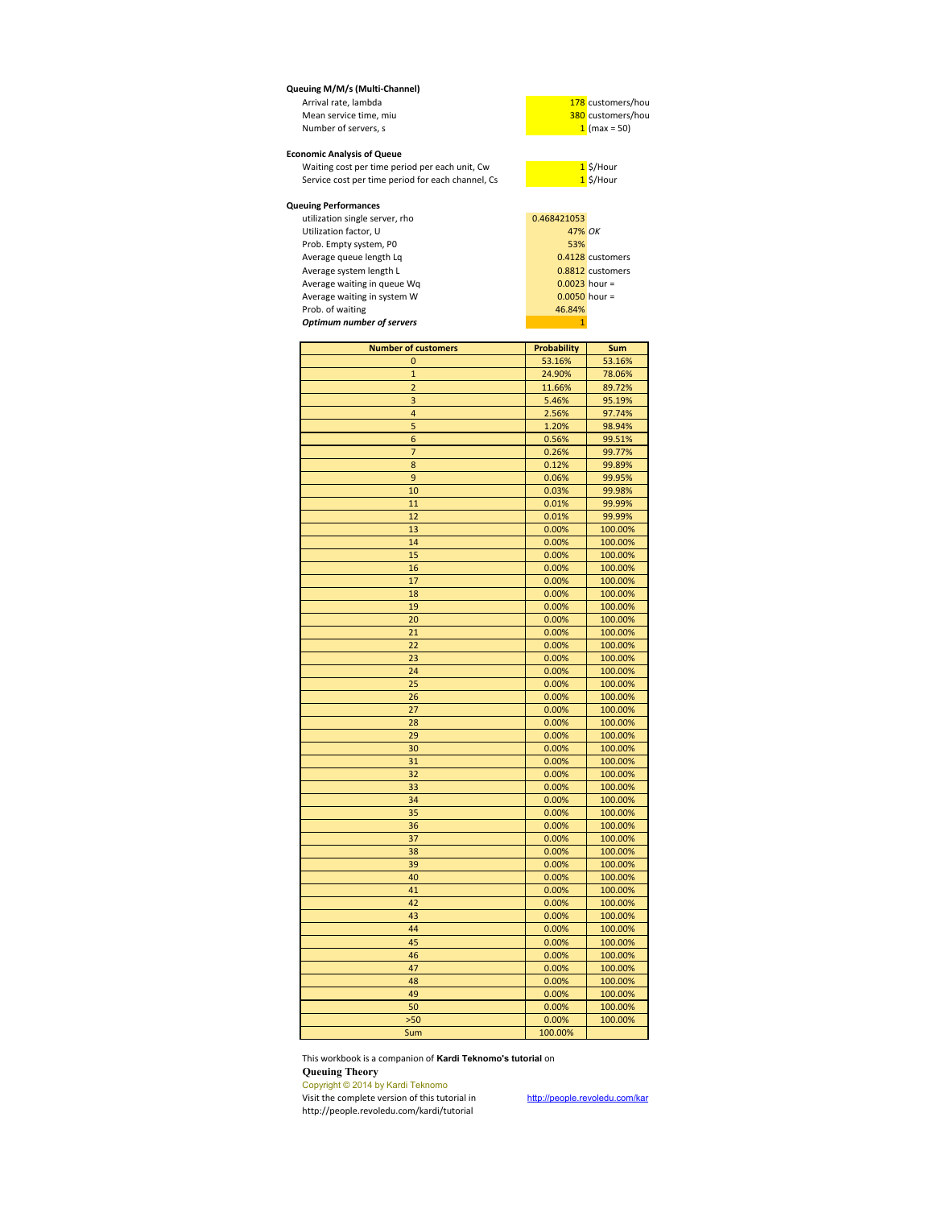**Queuing M/M/s (Multi-Channel)**

| | | |
|---|---|---|
| Arrival rate, lambda | 178 | customers/hou |
| Mean service time, miu | 380 | customers/hou |
| Number of servers, s | 1 | (max = 50) |

**Economic Analysis of Queue**

| | | |
|---|---|---|
| Waiting cost per time period per each unit, Cw | 1 | $/Hour |
| Service cost per time period for each channel, Cs | 1 | $/Hour |

**Queuing Performances**

| | | |
|---|---|---|
| utilization single server, rho | 0.468421053 | |
| Utilization factor, U | 47% | *OK* |
| Prob. Empty system, P0 | 53% | |
| Average queue length Lq | 0.4128 | customers |
| Average system length L | 0.8812 | customers |
| Average waiting in queue Wq | 0.0023 | hour = |
| Average waiting in system W | 0.0050 | hour = |
| Prob. of waiting | 46.84% | |
| ***Optimum number of servers*** | 1 | |

| Number of customers | Probability | Sum |
|---|---|---|
| 0 | 53.16% | 53.16% |
| 1 | 24.90% | 78.06% |
| 2 | 11.66% | 89.72% |
| 3 | 5.46% | 95.19% |
| 4 | 2.56% | 97.74% |
| 5 | 1.20% | 98.94% |
| 6 | 0.56% | 99.51% |
| 7 | 0.26% | 99.77% |
| 8 | 0.12% | 99.89% |
| 9 | 0.06% | 99.95% |
| 10 | 0.03% | 99.98% |
| 11 | 0.01% | 99.99% |
| 12 | 0.01% | 99.99% |
| 13 | 0.00% | 100.00% |
| 14 | 0.00% | 100.00% |
| 15 | 0.00% | 100.00% |
| 16 | 0.00% | 100.00% |
| 17 | 0.00% | 100.00% |
| 18 | 0.00% | 100.00% |
| 19 | 0.00% | 100.00% |
| 20 | 0.00% | 100.00% |
| 21 | 0.00% | 100.00% |
| 22 | 0.00% | 100.00% |
| 23 | 0.00% | 100.00% |
| 24 | 0.00% | 100.00% |
| 25 | 0.00% | 100.00% |
| 26 | 0.00% | 100.00% |
| 27 | 0.00% | 100.00% |
| 28 | 0.00% | 100.00% |
| 29 | 0.00% | 100.00% |
| 30 | 0.00% | 100.00% |
| 31 | 0.00% | 100.00% |
| 32 | 0.00% | 100.00% |
| 33 | 0.00% | 100.00% |
| 34 | 0.00% | 100.00% |
| 35 | 0.00% | 100.00% |
| 36 | 0.00% | 100.00% |
| 37 | 0.00% | 100.00% |
| 38 | 0.00% | 100.00% |
| 39 | 0.00% | 100.00% |
| 40 | 0.00% | 100.00% |
| 41 | 0.00% | 100.00% |
| 42 | 0.00% | 100.00% |
| 43 | 0.00% | 100.00% |
| 44 | 0.00% | 100.00% |
| 45 | 0.00% | 100.00% |
| 46 | 0.00% | 100.00% |
| 47 | 0.00% | 100.00% |
| 48 | 0.00% | 100.00% |
| 49 | 0.00% | 100.00% |
| 50 | 0.00% | 100.00% |
| >50 | 0.00% | 100.00% |
| Sum | 100.00% | |

This workbook is a companion of **Kardi Teknomo's tutorial** on

**Queuing Theory**

Copyright © 2014 by Kardi Teknomo

Visit the complete version of this tutorial in http://people.revoledu.com/kardi/tutorial

http://people.revoledu.com/kar